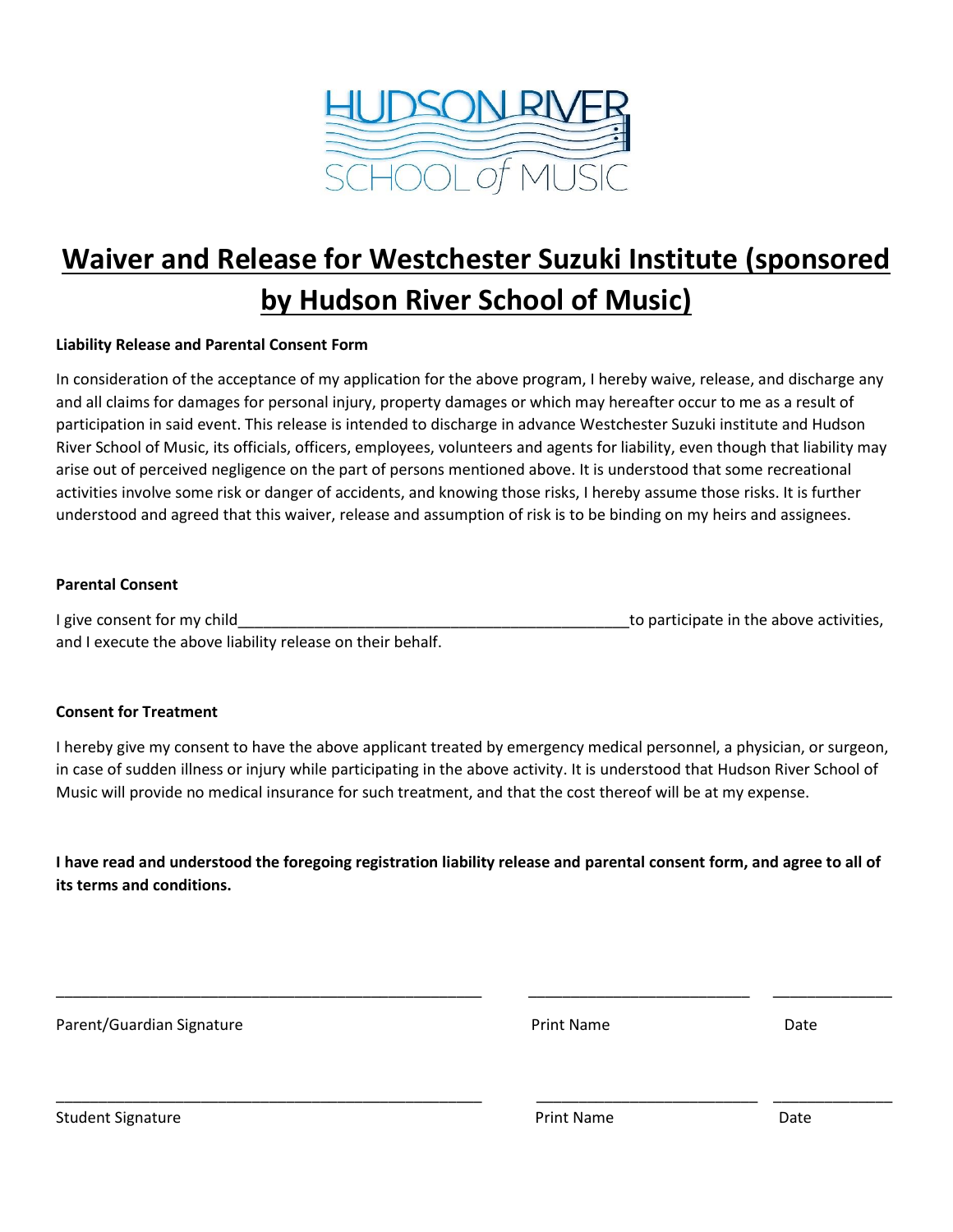HUDSON RIVER SCHOOL of MUSIC

# Waiver and Release for Westchester Suzuki Institute (sponsored by Hudson River School of Music)

**Liability Release and Parental Consent Form**

In consideration of the acceptance of my application for the above program, I hereby waive, release, and discharge any and all claims for damages for personal injury, property damages or which may hereafter occur to me as a result of participation in said event. This release is intended to discharge in advance Westchester Suzuki institute and Hudson River School of Music, its officials, officers, employees, volunteers and agents for liability, even though that liability may arise out of perceived negligence on the part of persons mentioned above. It is understood that some recreational activities involve some risk or danger of accidents, and knowing those risks, I hereby assume those risks. It is further understood and agreed that this waiver, release and assumption of risk is to be binding on my heirs and assignees.

**Parental Consent**

I give consent for my child_______________________________________________to participate in the above activities, and I execute the above liability release on their behalf.

**Consent for Treatment**

I hereby give my consent to have the above applicant treated by emergency medical personnel, a physician, or surgeon, in case of sudden illness or injury while participating in the above activity. It is understood that Hudson River School of Music will provide no medical insurance for such treatment, and that the cost thereof will be at my expense.

**I have read and understood the foregoing registration liability release and parental consent form, and agree to all of its terms and conditions.**

_____________________________________________________ ___________________________ ______________

Parent/Guardian Signature Print Name Date

_____________________________________________________ ___________________________ ______________

Student Signature Print Name Date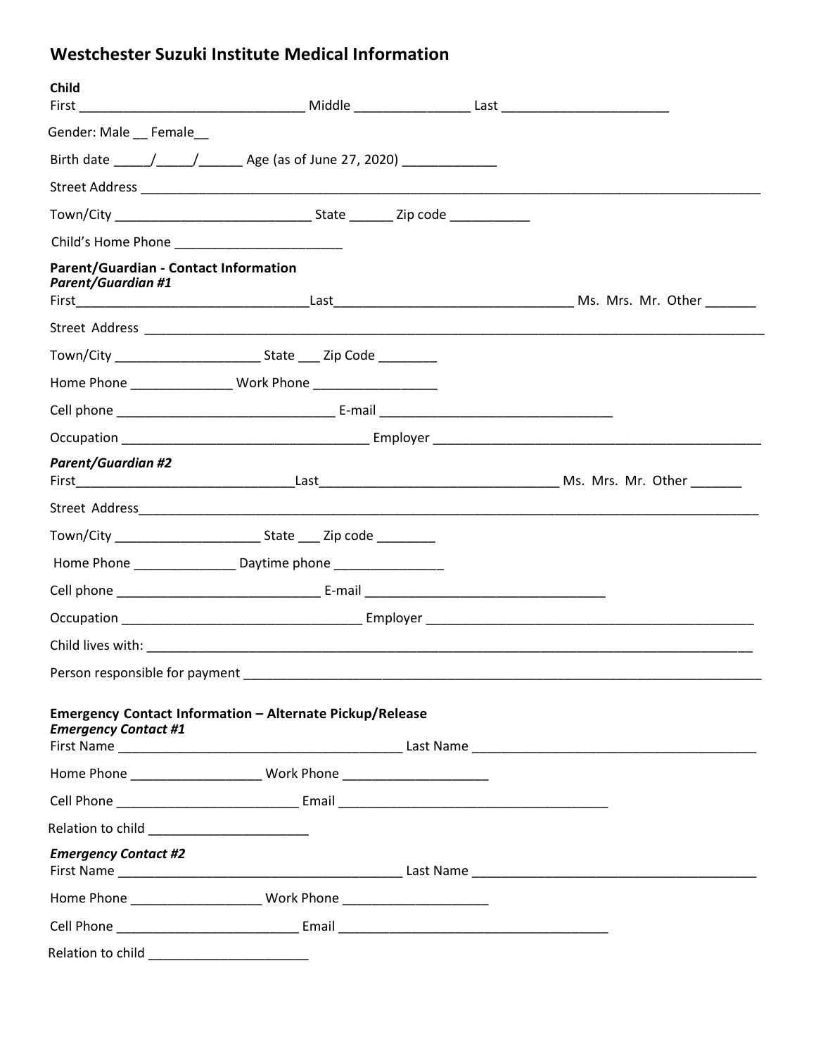## Westchester Suzuki Institute Medical Information

**Child**

First ______________________________ Middle _______________ Last ______________________

Gender: Male __ Female__

Birth date _____/_____/______ Age (as of June 27, 2020) ____________

Street Address ____________________________________________________________________________________

Town/City __________________________ State ______ Zip code ___________

Child's Home Phone ______________________

**Parent/Guardian - Contact Information**

***Parent/Guardian #1***

First______________________________Last_______________________________ Ms. Mrs. Mr. Other _______

Street Address ____________________________________________________________________________________

Town/City ___________________ State ___ Zip Code ________

Home Phone _____________ Work Phone ________________

Cell phone _____________________________ E-mail ______________________________

Occupation ________________________________ Employer ___________________________________________

***Parent/Guardian #2***

First____________________________Last_______________________________ Ms. Mrs. Mr. Other _______

Street Address____________________________________________________________________________________

Town/City ___________________ State ___ Zip code ________

Home Phone _____________ Daytime phone ______________

Cell phone ___________________________ E-mail _______________________________

Occupation ________________________________ Employer ___________________________________________

Child lives with: __________________________________________________________________________________

Person responsible for payment _______________________________________________________________________

**Emergency Contact Information – Alternate Pickup/Release**

***Emergency Contact #1***

First Name ______________________________________ Last Name ______________________________________

Home Phone _________________ Work Phone ___________________

Cell Phone ________________________ Email ____________________________________

Relation to child _____________________

***Emergency Contact #2***

First Name ______________________________________ Last Name ______________________________________

Home Phone _________________ Work Phone ___________________

Cell Phone ________________________ Email ____________________________________

Relation to child _____________________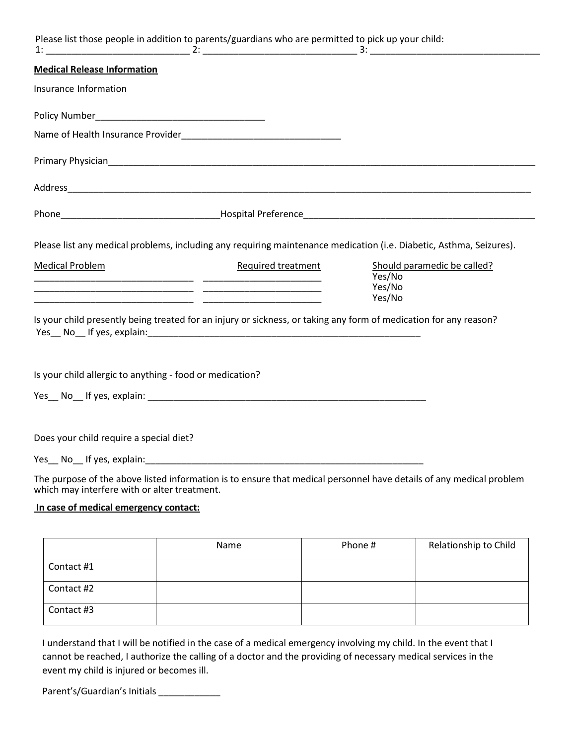Please list those people in addition to parents/guardians who are permitted to pick up your child:
1: ____________________________ 2: ______________________________ 3: _________________________________

**Medical Release Information**

Insurance Information

Policy Number_________________________________

Name of Health Insurance Provider_______________________________

Primary Physician______________________________________________________________________________________

Address_____________________________________________________________________________________________

Phone_______________________________Hospital Preference_______________________________________________

Please list any medical problems, including any requiring maintenance medication (i.e. Diabetic, Asthma, Seizures).

| Medical Problem | Required treatment | Should paramedic be called? |
|---|---|---|
| _______________________________ | _______________________ | Yes/No |
| _______________________________ | _______________________ | Yes/No |
| _______________________________ | _______________________ | Yes/No |

Is your child presently being treated for an injury or sickness, or taking any form of medication for any reason?
Yes__ No__ If yes, explain:_______________________________________________________

Is your child allergic to anything - food or medication?

Yes__ No__ If yes, explain: _______________________________________________________

Does your child require a special diet?

Yes__ No__ If yes, explain:________________________________________________________

The purpose of the above listed information is to ensure that medical personnel have details of any medical problem which may interfere with or alter treatment.

**In case of medical emergency contact:**

| | Name | Phone # | Relationship to Child |
|---|---|---|---|
| Contact #1 | | | |
| Contact #2 | | | |
| Contact #3 | | | |

I understand that I will be notified in the case of a medical emergency involving my child. In the event that I cannot be reached, I authorize the calling of a doctor and the providing of necessary medical services in the event my child is injured or becomes ill.

Parent's/Guardian's Initials ____________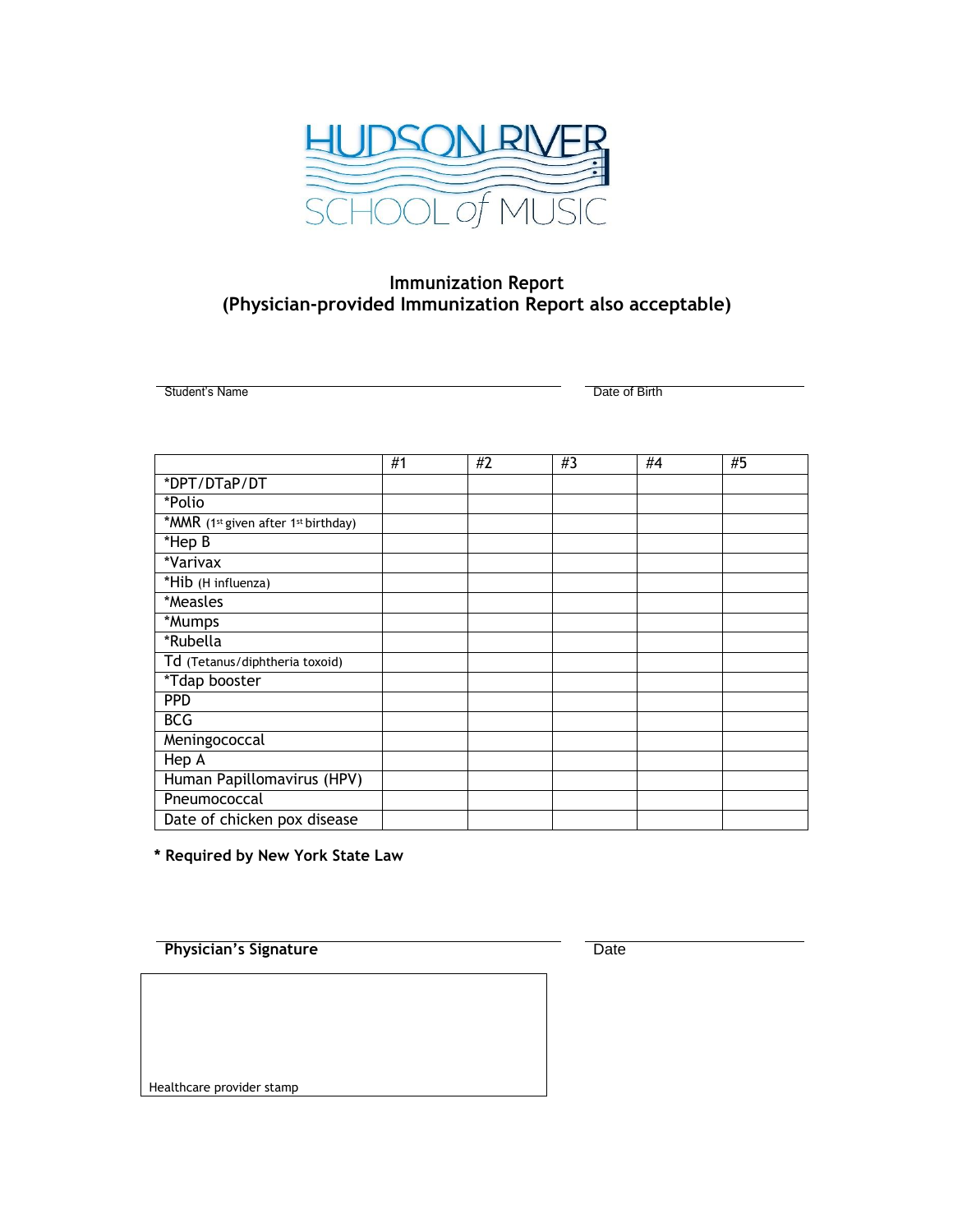HUDSON RIVER SCHOOL of MUSIC

## Immunization Report
## (Physician-provided Immunization Report also acceptable)

Student's Name ______________________________ Date of Birth ______________

| | #1 | #2 | #3 | #4 | #5 |
|---|---|---|---|---|---|
| *DPT/DTaP/DT | | | | | |
| *Polio | | | | | |
| *MMR (1st given after 1st birthday) | | | | | |
| *Hep B | | | | | |
| *Varivax | | | | | |
| *Hib (H influenza) | | | | | |
| *Measles | | | | | |
| *Mumps | | | | | |
| *Rubella | | | | | |
| Td (Tetanus/diphtheria toxoid) | | | | | |
| *Tdap booster | | | | | |
| PPD | | | | | |
| BCG | | | | | |
| Meningococcal | | | | | |
| Hep A | | | | | |
| Human Papillomavirus (HPV) | | | | | |
| Pneumococcal | | | | | |
| Date of chicken pox disease | | | | | |

**\* Required by New York State Law**

**Physician's Signature** ______________________________ Date ______________

Healthcare provider stamp